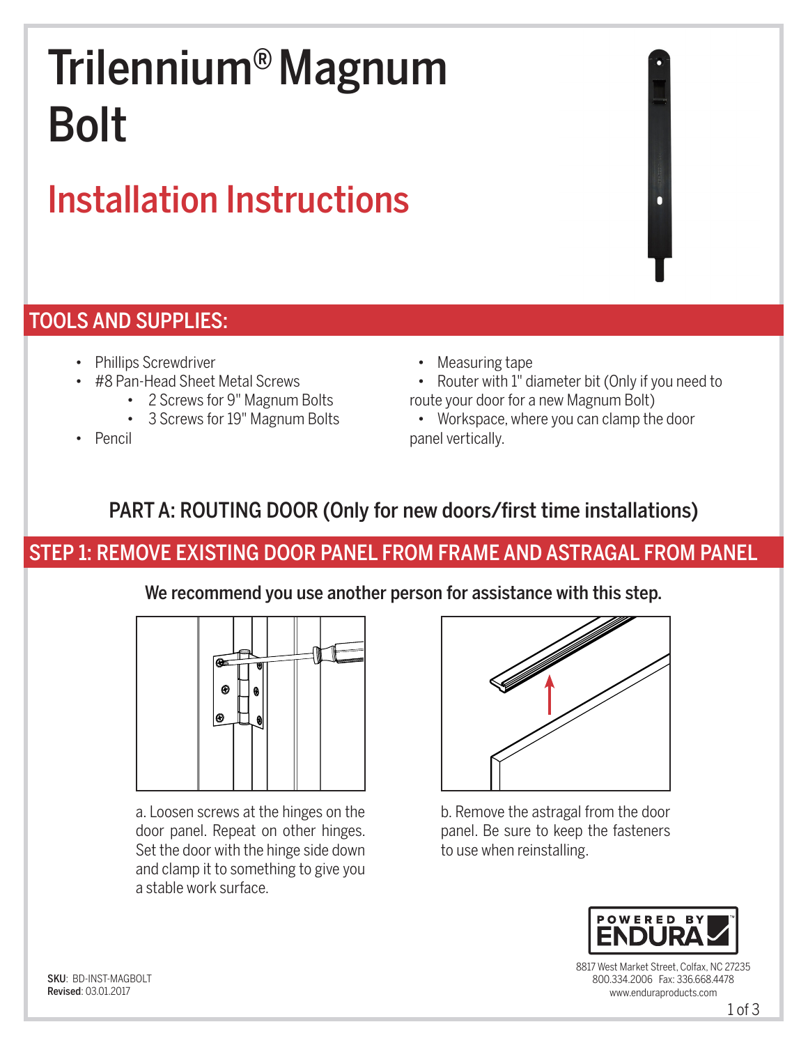# Trilennium® Magnum Bolt

## Installation Instructions

## TOOLS AND SUPPLIES:

- Phillips Screwdriver
- #8 Pan-Head Sheet Metal Screws
  - 2 Screws for 9" Magnum Bolts
  - 3 Screws for 19" Magnum Bolts
- Pencil
- Measuring tape
- Router with 1" diameter bit (Only if you need to route your door for a new Magnum Bolt)
- Workspace, where you can clamp the door panel vertically.

## PART A: ROUTING DOOR (Only for new doors/first time installations)

## STEP 1: REMOVE EXISTING DOOR PANEL FROM FRAME AND ASTRAGAL FROM PANEL

**We recommend you use another person for assistance with this step.**

a. Loosen screws at the hinges on the door panel. Repeat on other hinges. Set the door with the hinge side down and clamp it to something to give you a stable work surface.

b. Remove the astragal from the door panel. Be sure to keep the fasteners to use when reinstalling.

POWERED BY ENDURA

8817 West Market Street, Colfax, NC 27235
800.334.2006 Fax: 336.668.4478
www.enduraproducts.com

**SKU**: BD-INST-MAGBOLT
**Revised**: 03.01.2017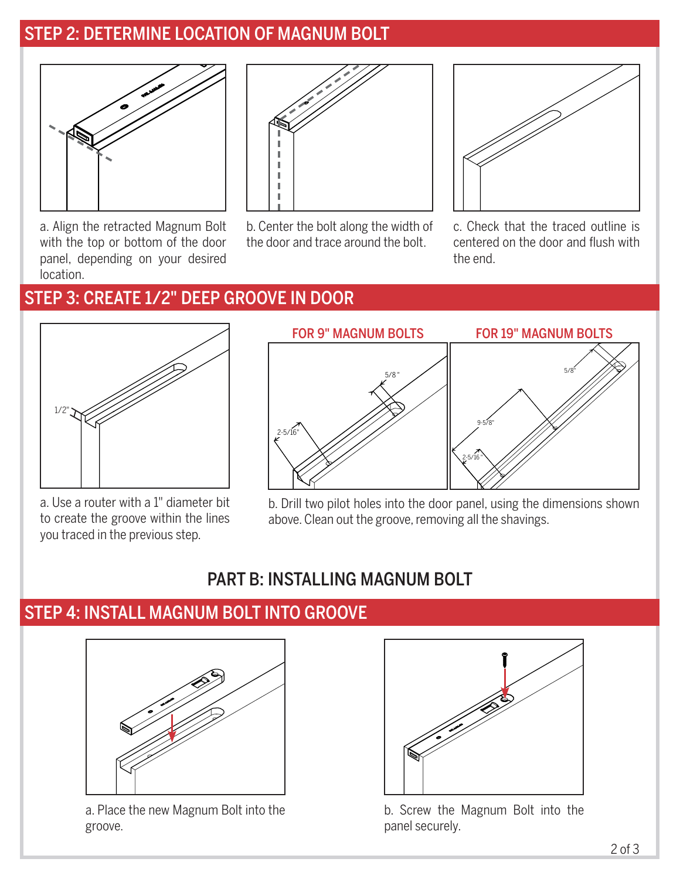## STEP 2: DETERMINE LOCATION OF MAGNUM BOLT

a. Align the retracted Magnum Bolt with the top or bottom of the door panel, depending on your desired location.

b. Center the bolt along the width of the door and trace around the bolt.

c. Check that the traced outline is centered on the door and flush with the end.

## STEP 3: CREATE 1/2" DEEP GROOVE IN DOOR

1/2"

FOR 9" MAGNUM BOLTS

5/8"

2-5/16"

FOR 19" MAGNUM BOLTS

5/8"

9-5/8"

2-5/16"

a. Use a router with a 1" diameter bit to create the groove within the lines you traced in the previous step.

b. Drill two pilot holes into the door panel, using the dimensions shown above. Clean out the groove, removing all the shavings.

# PART B: INSTALLING MAGNUM BOLT

## STEP 4: INSTALL MAGNUM BOLT INTO GROOVE

a. Place the new Magnum Bolt into the groove.

b. Screw the Magnum Bolt into the panel securely.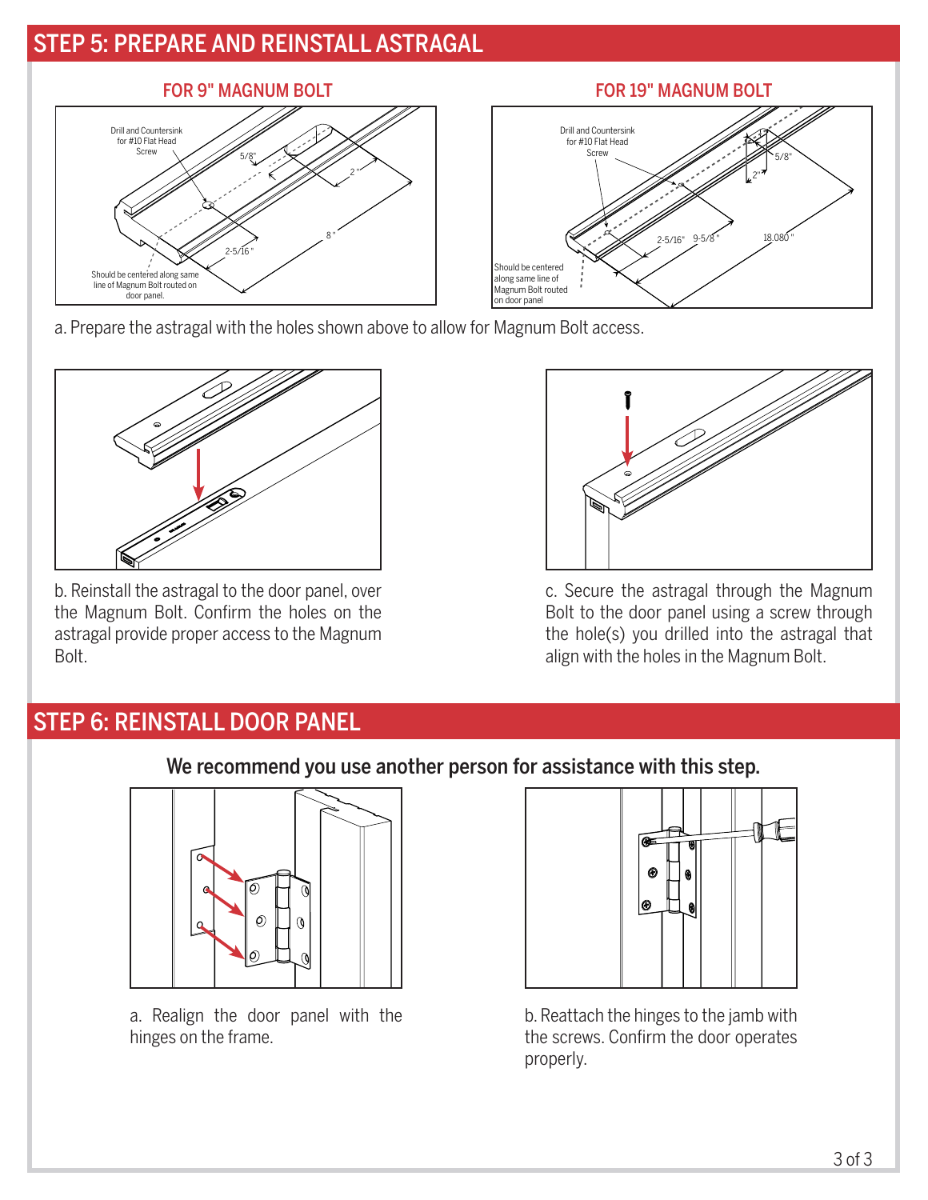## STEP 5: PREPARE AND REINSTALL ASTRAGAL

### FOR 9" MAGNUM BOLT

Drill and Countersink for #10 Flat Head Screw

5/8"

2"

8"

2-5/16"

Should be centered along same line of Magnum Bolt routed on door panel.

### FOR 19" MAGNUM BOLT

Drill and Countersink for #10 Flat Head Screw

5/8"

2"

2-5/16"

9-5/8"

18.080"

Should be centered along same line of Magnum Bolt routed on door panel

a. Prepare the astragal with the holes shown above to allow for Magnum Bolt access.

b. Reinstall the astragal to the door panel, over the Magnum Bolt. Confirm the holes on the astragal provide proper access to the Magnum Bolt.

c. Secure the astragal through the Magnum Bolt to the door panel using a screw through the hole(s) you drilled into the astragal that align with the holes in the Magnum Bolt.

## STEP 6: REINSTALL DOOR PANEL

**We recommend you use another person for assistance with this step.**

a. Realign the door panel with the hinges on the frame.

b. Reattach the hinges to the jamb with the screws. Confirm the door operates properly.